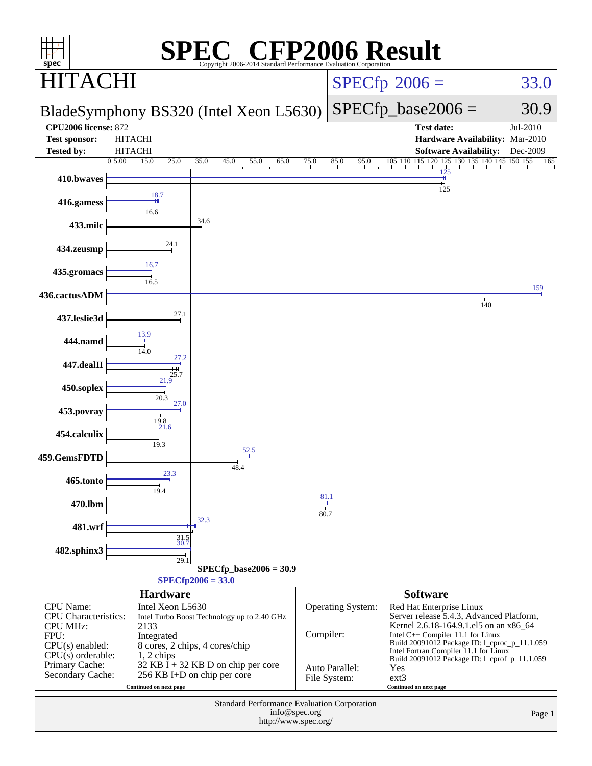# SPEC CFP2006 Result

Copyright 2006-2014 Standard Performance Evaluation Corporation

## HITACHI

**BladeSymphony BS320 (Intel Xeon L5630)**

SPECfp 2006 = 33.0

SPECfp_base2006 = 30.9

| | | | |
|---|---|---|---|
| **CPU2006 license:** 872 | | **Test date:** | Jul-2010 |
| **Test sponsor:** | HITACHI | **Hardware Availability:** | Mar-2010 |
| **Tested by:** | HITACHI | **Software Availability:** | Dec-2009 |

| Benchmark | Peak | Base |
|---|---|---|
| 410.bwaves | 125 | 125 |
| 416.gamess | 18.7 | 16.6 |
| 433.milc | | 34.6 |
| 434.zeusmp | | 24.1 |
| 435.gromacs | 16.7 | 16.5 |
| 436.cactusADM | 159 | 140 |
| 437.leslie3d | | 27.1 |
| 444.namd | 13.9 | 14.0 |
| 447.dealII | 27.2 | 25.7 |
| 450.soplex | 21.9 | 20.3 |
| 453.povray | 27.0 | 19.8 |
| 454.calculix | 21.6 | 19.3 |
| 459.GemsFDTD | 52.5 | 48.4 |
| 465.tonto | 23.3 | 19.4 |
| 470.lbm | 81.1 | 80.7 |
| 481.wrf | 32.3 | 31.5 |
| 482.sphinx3 | 30.7 | 29.1 |

SPECfp_base2006 = 30.9

SPECfp2006 = 33.0

### Hardware

| | |
|---|---|
| CPU Name: | Intel Xeon L5630 |
| CPU Characteristics: | Intel Turbo Boost Technology up to 2.40 GHz |
| CPU MHz: | 2133 |
| FPU: | Integrated |
| CPU(s) enabled: | 8 cores, 2 chips, 4 cores/chip |
| CPU(s) orderable: | 1, 2 chips |
| Primary Cache: | 32 KB I + 32 KB D on chip per core |
| Secondary Cache: | 256 KB I+D on chip per core |

Continued on next page

### Software

| | |
|---|---|
| Operating System: | Red Hat Enterprise Linux Server release 5.4.3, Advanced Platform, Kernel 2.6.18-164.9.1.el5 on an x86_64 |
| Compiler: | Intel C++ Compiler 11.1 for Linux Build 20091012 Package ID: l_cproc_p_11.1.059 Intel Fortran Compiler 11.1 for Linux Build 20091012 Package ID: l_cprof_p_11.1.059 |
| Auto Parallel: | Yes |
| File System: | ext3 |

Continued on next page

Standard Performance Evaluation Corporation
info@spec.org
http://www.spec.org/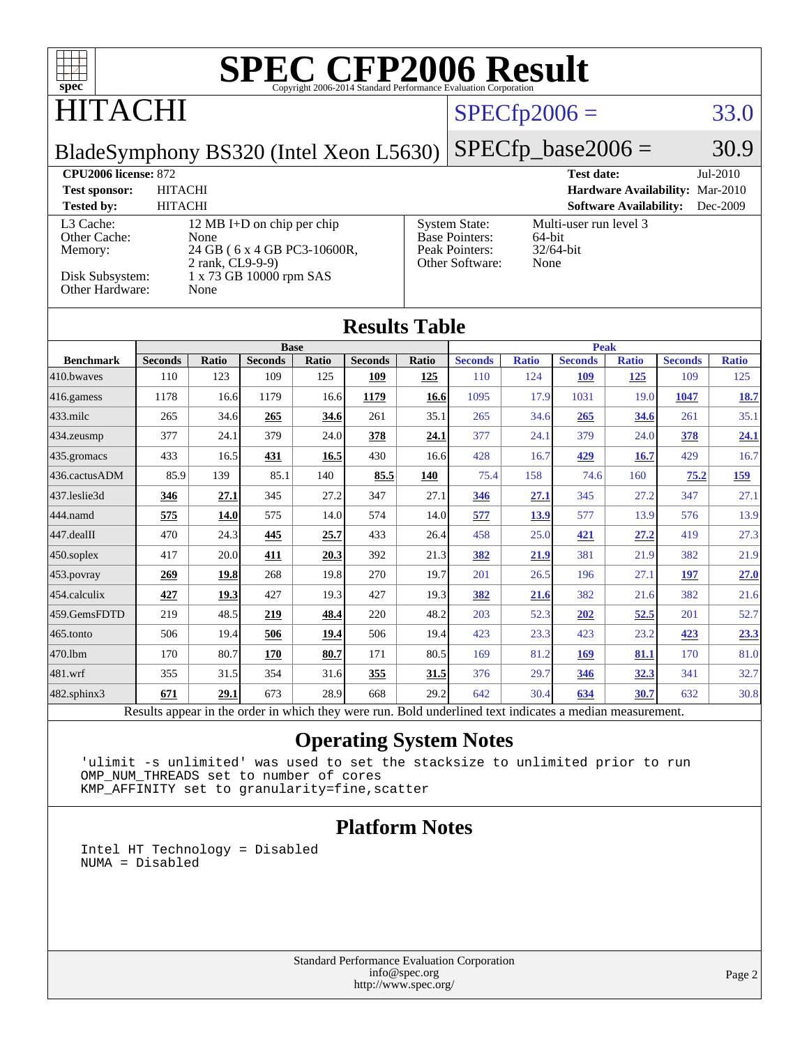# SPEC CFP2006 Result

Copyright 2006-2014 Standard Performance Evaluation Corporation

# HITACHI

BladeSymphony BS320 (Intel Xeon L5630)

SPECfp2006 = 33.0

SPECfp_base2006 = 30.9

| | | | |
|---|---|---|---|
| **CPU2006 license:** 872 | | **Test date:** | Jul-2010 |
| **Test sponsor:** | HITACHI | **Hardware Availability:** | Mar-2010 |
| **Tested by:** | HITACHI | **Software Availability:** | Dec-2009 |

| | | | |
|---|---|---|---|
| L3 Cache: | 12 MB I+D on chip per chip | System State: | Multi-user run level 3 |
| Other Cache: | None | Base Pointers: | 64-bit |
| Memory: | 24 GB ( 6 x 4 GB PC3-10600R, 2 rank, CL9-9-9) | Peak Pointers: | 32/64-bit |
| Disk Subsystem: | 1 x 73 GB 10000 rpm SAS | Other Software: | None |
| Other Hardware: | None | | |

## Results Table

| Benchmark | Base | | | | | | Peak | | | | | |
|---|---|---|---|---|---|---|---|---|---|---|---|---|
| | Seconds | Ratio | Seconds | Ratio | Seconds | Ratio | Seconds | Ratio | Seconds | Ratio | Seconds | Ratio |
| 410.bwaves | 110 | 123 | 109 | 125 | **109** | **125** | 110 | 124 | **109** | **125** | 109 | 125 |
| 416.gamess | 1178 | 16.6 | 1179 | 16.6 | **1179** | **16.6** | 1095 | 17.9 | 1031 | 19.0 | **1047** | **18.7** |
| 433.milc | 265 | 34.6 | **265** | **34.6** | 261 | 35.1 | 265 | 34.6 | **265** | **34.6** | 261 | 35.1 |
| 434.zeusmp | 377 | 24.1 | 379 | 24.0 | **378** | **24.1** | 377 | 24.1 | 379 | 24.0 | **378** | **24.1** |
| 435.gromacs | 433 | 16.5 | **431** | **16.5** | 430 | 16.6 | 428 | 16.7 | **429** | **16.7** | 429 | 16.7 |
| 436.cactusADM | 85.9 | 139 | 85.1 | 140 | **85.5** | **140** | 75.4 | 158 | 74.6 | 160 | **75.2** | **159** |
| 437.leslie3d | **346** | **27.1** | 345 | 27.2 | 347 | 27.1 | **346** | **27.1** | 345 | 27.2 | 347 | 27.1 |
| 444.namd | **575** | **14.0** | 575 | 14.0 | 574 | 14.0 | **577** | **13.9** | 577 | 13.9 | 576 | 13.9 |
| 447.dealII | 470 | 24.3 | **445** | **25.7** | 433 | 26.4 | 458 | 25.0 | **421** | **27.2** | 419 | 27.3 |
| 450.soplex | 417 | 20.0 | **411** | **20.3** | 392 | 21.3 | **382** | **21.9** | 381 | 21.9 | 382 | 21.9 |
| 453.povray | **269** | **19.8** | 268 | 19.8 | 270 | 19.7 | 201 | 26.5 | 196 | 27.1 | **197** | **27.0** |
| 454.calculix | **427** | **19.3** | 427 | 19.3 | 427 | 19.3 | **382** | **21.6** | 382 | 21.6 | 382 | 21.6 |
| 459.GemsFDTD | 219 | 48.5 | **219** | **48.4** | 220 | 48.2 | 203 | 52.3 | **202** | **52.5** | 201 | 52.7 |
| 465.tonto | 506 | 19.4 | **506** | **19.4** | 506 | 19.4 | 423 | 23.3 | 423 | 23.2 | **423** | **23.3** |
| 470.lbm | 170 | 80.7 | **170** | **80.7** | 171 | 80.5 | 169 | 81.2 | **169** | **81.1** | 170 | 81.0 |
| 481.wrf | 355 | 31.5 | 354 | 31.6 | **355** | **31.5** | 376 | 29.7 | **346** | **32.3** | 341 | 32.7 |
| 482.sphinx3 | **671** | **29.1** | 673 | 28.9 | 668 | 29.2 | 642 | 30.4 | **634** | **30.7** | 632 | 30.8 |

Results appear in the order in which they were run. Bold underlined text indicates a median measurement.

## Operating System Notes

```
'ulimit -s unlimited' was used to set the stacksize to unlimited prior to run
OMP_NUM_THREADS set to number of cores
KMP_AFFINITY set to granularity=fine,scatter
```

## Platform Notes

```
Intel HT Technology = Disabled
NUMA = Disabled
```

Standard Performance Evaluation Corporation
info@spec.org
http://www.spec.org/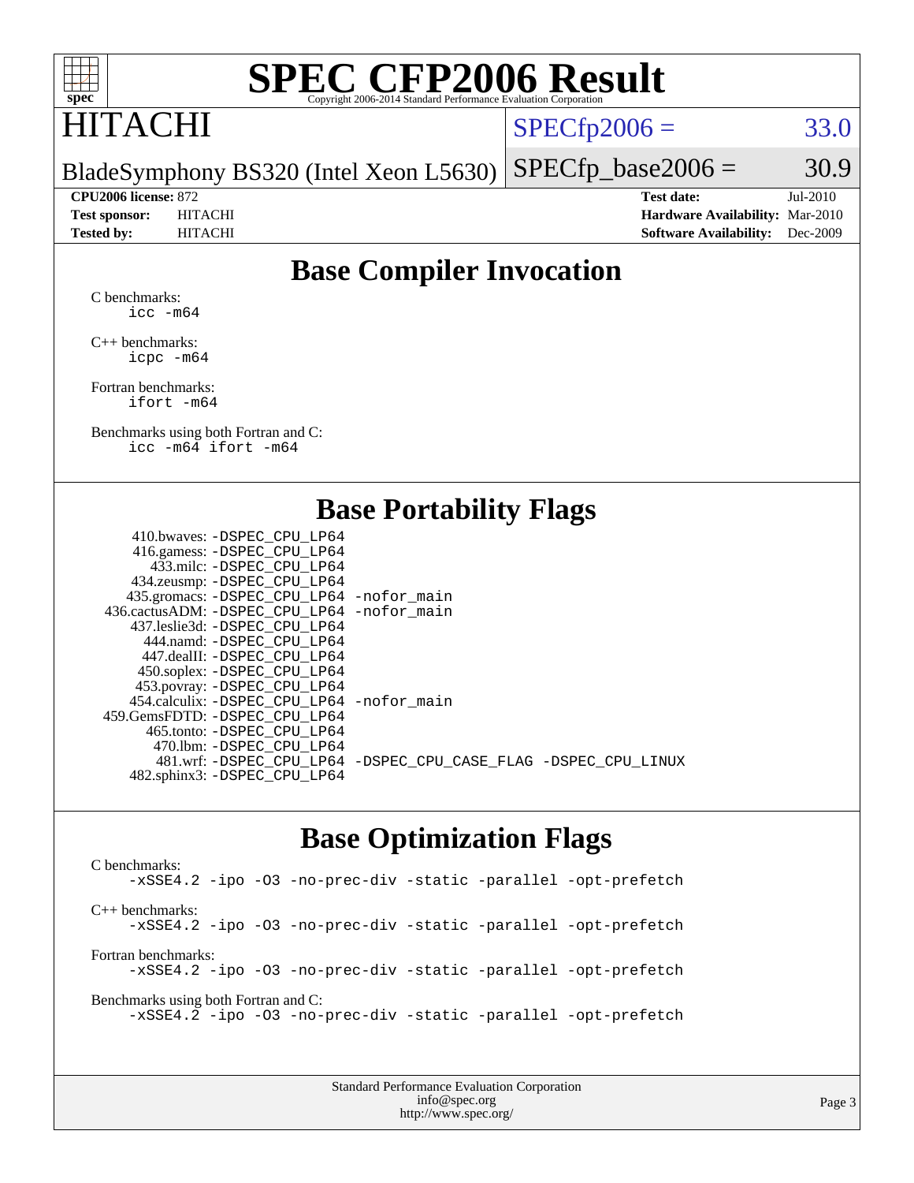# SPEC CFP2006 Result

Copyright 2006-2014 Standard Performance Evaluation Corporation

**HITACHI**

BladeSymphony BS320 (Intel Xeon L5630)

SPECfp2006 = 33.0

SPECfp_base2006 = 30.9

| | | | |
|---|---|---|---|
| **CPU2006 license:** 872 | | **Test date:** | Jul-2010 |
| **Test sponsor:** | HITACHI | **Hardware Availability:** | Mar-2010 |
| **Tested by:** | HITACHI | **Software Availability:** | Dec-2009 |

## Base Compiler Invocation

C benchmarks:
```
icc -m64
```

C++ benchmarks:
```
icpc -m64
```

Fortran benchmarks:
```
ifort -m64
```

Benchmarks using both Fortran and C:
```
icc -m64 ifort -m64
```

## Base Portability Flags

| Benchmark | Flags |
|---|---|
| 410.bwaves: | -DSPEC_CPU_LP64 |
| 416.gamess: | -DSPEC_CPU_LP64 |
| 433.milc: | -DSPEC_CPU_LP64 |
| 434.zeusmp: | -DSPEC_CPU_LP64 |
| 435.gromacs: | -DSPEC_CPU_LP64 -nofor_main |
| 436.cactusADM: | -DSPEC_CPU_LP64 -nofor_main |
| 437.leslie3d: | -DSPEC_CPU_LP64 |
| 444.namd: | -DSPEC_CPU_LP64 |
| 447.dealII: | -DSPEC_CPU_LP64 |
| 450.soplex: | -DSPEC_CPU_LP64 |
| 453.povray: | -DSPEC_CPU_LP64 |
| 454.calculix: | -DSPEC_CPU_LP64 -nofor_main |
| 459.GemsFDTD: | -DSPEC_CPU_LP64 |
| 465.tonto: | -DSPEC_CPU_LP64 |
| 470.lbm: | -DSPEC_CPU_LP64 |
| 481.wrf: | -DSPEC_CPU_LP64 -DSPEC_CPU_CASE_FLAG -DSPEC_CPU_LINUX |
| 482.sphinx3: | -DSPEC_CPU_LP64 |

## Base Optimization Flags

C benchmarks:
```
-xSSE4.2 -ipo -O3 -no-prec-div -static -parallel -opt-prefetch
```

C++ benchmarks:
```
-xSSE4.2 -ipo -O3 -no-prec-div -static -parallel -opt-prefetch
```

Fortran benchmarks:
```
-xSSE4.2 -ipo -O3 -no-prec-div -static -parallel -opt-prefetch
```

Benchmarks using both Fortran and C:
```
-xSSE4.2 -ipo -O3 -no-prec-div -static -parallel -opt-prefetch
```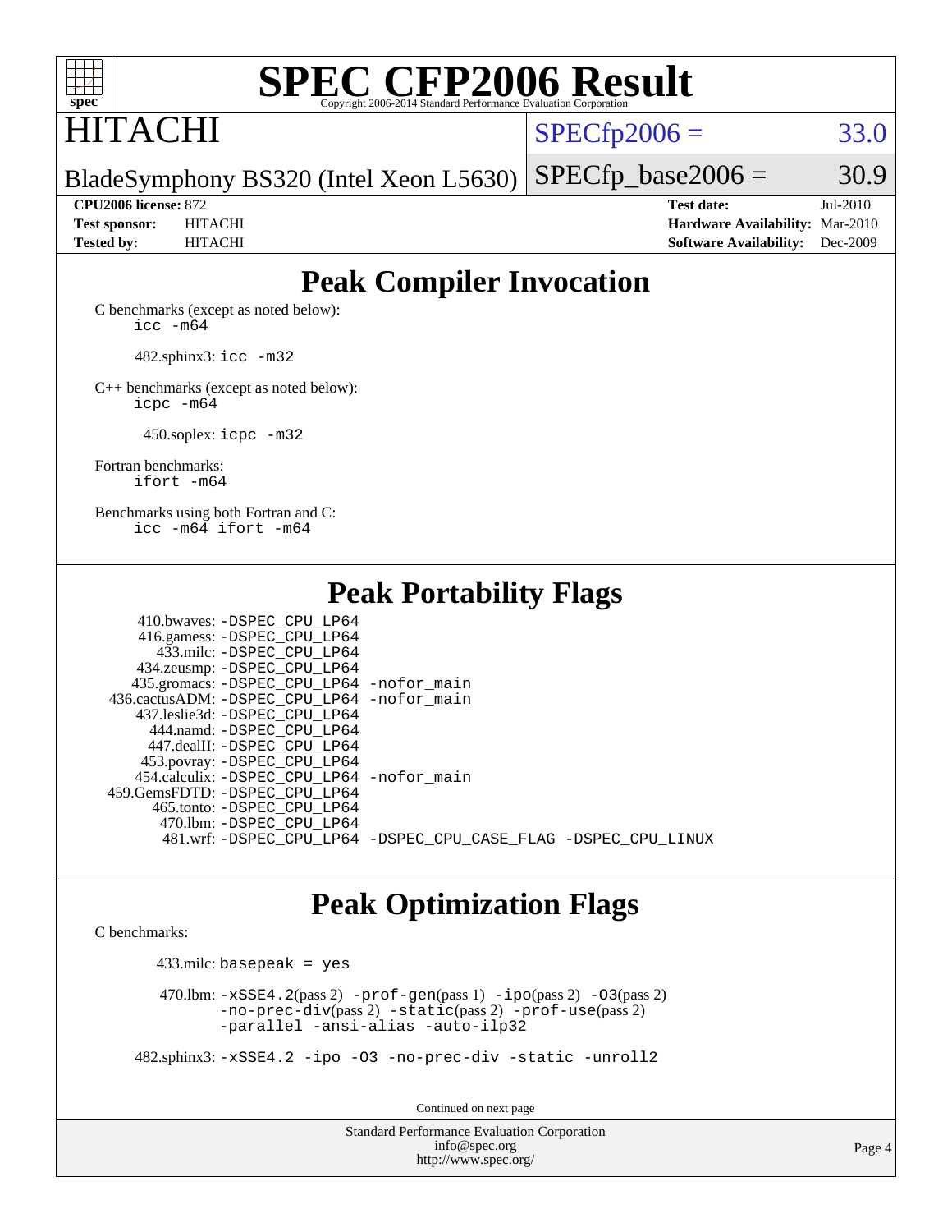# SPEC CFP2006 Result

Copyright 2006-2014 Standard Performance Evaluation Corporation

## HITACHI

BladeSymphony BS320 (Intel Xeon L5630)

SPECfp2006 = 33.0

SPECfp_base2006 = 30.9

| | | | |
|---|---|---|---|
| **CPU2006 license:** 872 | | **Test date:** | Jul-2010 |
| **Test sponsor:** | HITACHI | **Hardware Availability:** | Mar-2010 |
| **Tested by:** | HITACHI | **Software Availability:** | Dec-2009 |

## Peak Compiler Invocation

C benchmarks (except as noted below):
`icc -m64`

482.sphinx3: `icc -m32`

C++ benchmarks (except as noted below):
`icpc -m64`

450.soplex: `icpc -m32`

Fortran benchmarks:
`ifort -m64`

Benchmarks using both Fortran and C:
`icc -m64 ifort -m64`

## Peak Portability Flags

```
     410.bwaves: -DSPEC_CPU_LP64
     416.gamess: -DSPEC_CPU_LP64
       433.milc: -DSPEC_CPU_LP64
     434.zeusmp: -DSPEC_CPU_LP64
    435.gromacs: -DSPEC_CPU_LP64 -nofor_main
 436.cactusADM: -DSPEC_CPU_LP64 -nofor_main
    437.leslie3d: -DSPEC_CPU_LP64
      444.namd: -DSPEC_CPU_LP64
     447.dealII: -DSPEC_CPU_LP64
     453.povray: -DSPEC_CPU_LP64
    454.calculix: -DSPEC_CPU_LP64 -nofor_main
  459.GemsFDTD: -DSPEC_CPU_LP64
      465.tonto: -DSPEC_CPU_LP64
        470.lbm: -DSPEC_CPU_LP64
        481.wrf: -DSPEC_CPU_LP64 -DSPEC_CPU_CASE_FLAG -DSPEC_CPU_LINUX
```

## Peak Optimization Flags

C benchmarks:

433.milc: `basepeak = yes`

470.lbm: `-xSSE4.2`(pass 2) `-prof-gen`(pass 1) `-ipo`(pass 2) `-O3`(pass 2) `-no-prec-div`(pass 2) `-static`(pass 2) `-prof-use`(pass 2) `-parallel -ansi-alias -auto-ilp32`

482.sphinx3: `-xSSE4.2 -ipo -O3 -no-prec-div -static -unroll2`

Continued on next page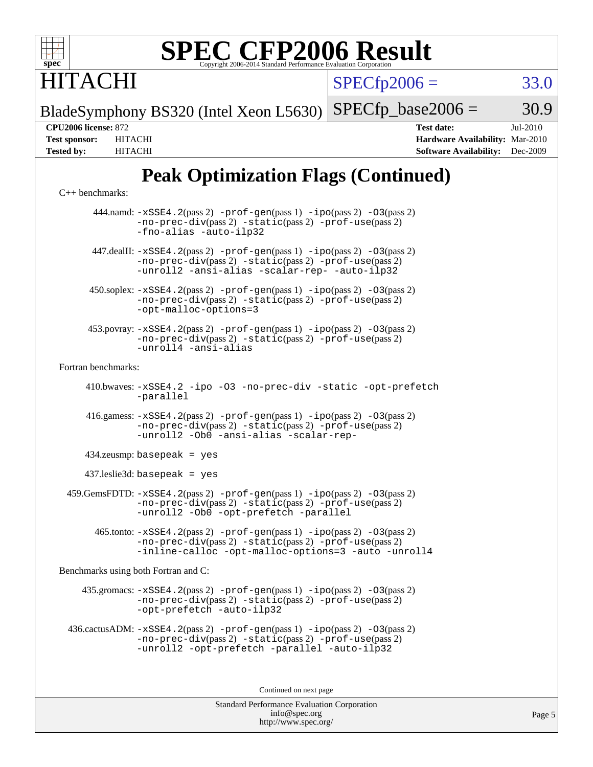# Peak Optimization Flags (Continued)

C++ benchmarks:

444.namd: -xSSE4.2(pass 2) -prof-gen(pass 1) -ipo(pass 2) -O3(pass 2) -no-prec-div(pass 2) -static(pass 2) -prof-use(pass 2) -fno-alias -auto-ilp32

447.dealII: -xSSE4.2(pass 2) -prof-gen(pass 1) -ipo(pass 2) -O3(pass 2) -no-prec-div(pass 2) -static(pass 2) -prof-use(pass 2) -unroll2 -ansi-alias -scalar-rep- -auto-ilp32

450.soplex: -xSSE4.2(pass 2) -prof-gen(pass 1) -ipo(pass 2) -O3(pass 2) -no-prec-div(pass 2) -static(pass 2) -prof-use(pass 2) -opt-malloc-options=3

453.povray: -xSSE4.2(pass 2) -prof-gen(pass 1) -ipo(pass 2) -O3(pass 2) -no-prec-div(pass 2) -static(pass 2) -prof-use(pass 2) -unroll4 -ansi-alias

Fortran benchmarks:

410.bwaves: -xSSE4.2 -ipo -O3 -no-prec-div -static -opt-prefetch -parallel

416.gamess: -xSSE4.2(pass 2) -prof-gen(pass 1) -ipo(pass 2) -O3(pass 2) -no-prec-div(pass 2) -static(pass 2) -prof-use(pass 2) -unroll2 -Ob0 -ansi-alias -scalar-rep-

434.zeusmp: basepeak = yes

437.leslie3d: basepeak = yes

459.GemsFDTD: -xSSE4.2(pass 2) -prof-gen(pass 1) -ipo(pass 2) -O3(pass 2) -no-prec-div(pass 2) -static(pass 2) -prof-use(pass 2) -unroll2 -Ob0 -opt-prefetch -parallel

465.tonto: -xSSE4.2(pass 2) -prof-gen(pass 1) -ipo(pass 2) -O3(pass 2) -no-prec-div(pass 2) -static(pass 2) -prof-use(pass 2) -inline-calloc -opt-malloc-options=3 -auto -unroll4

Benchmarks using both Fortran and C:

435.gromacs: -xSSE4.2(pass 2) -prof-gen(pass 1) -ipo(pass 2) -O3(pass 2) -no-prec-div(pass 2) -static(pass 2) -prof-use(pass 2) -opt-prefetch -auto-ilp32

436.cactusADM: -xSSE4.2(pass 2) -prof-gen(pass 1) -ipo(pass 2) -O3(pass 2) -no-prec-div(pass 2) -static(pass 2) -prof-use(pass 2) -unroll2 -opt-prefetch -parallel -auto-ilp32

Continued on next page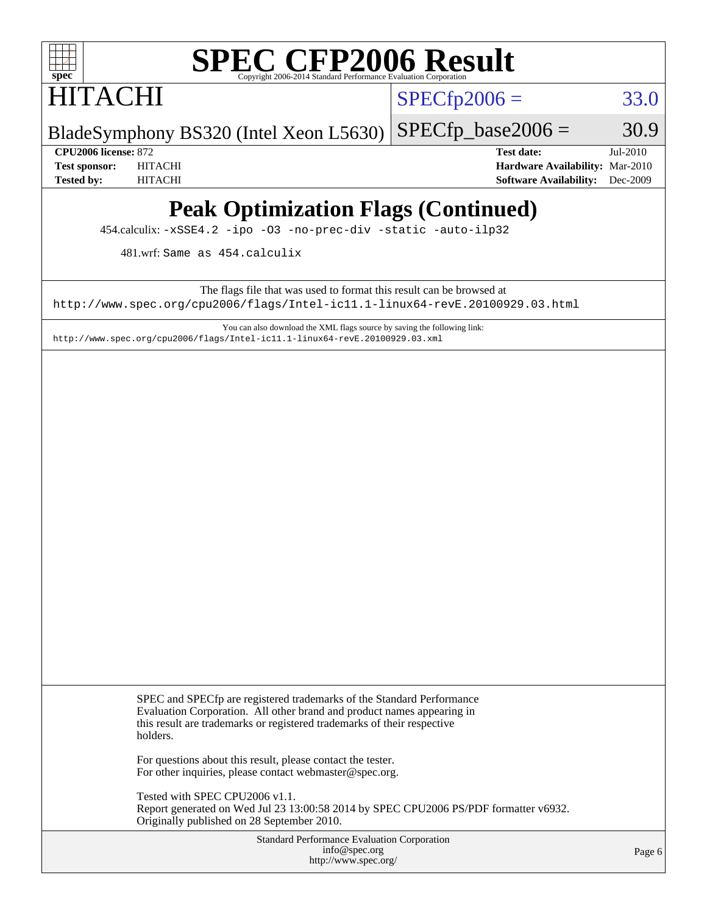# SPEC CFP2006 Result

Copyright 2006-2014 Standard Performance Evaluation Corporation

HITACHI

BladeSymphony BS320 (Intel Xeon L5630)

SPECfp2006 = 33.0

SPECfp_base2006 = 30.9

**CPU2006 license:** 872
**Test sponsor:** HITACHI
**Tested by:** HITACHI

**Test date:** Jul-2010
**Hardware Availability:** Mar-2010
**Software Availability:** Dec-2009

## Peak Optimization Flags (Continued)

454.calculix: -xSSE4.2 -ipo -O3 -no-prec-div -static -auto-ilp32

481.wrf: Same as 454.calculix

The flags file that was used to format this result can be browsed at
http://www.spec.org/cpu2006/flags/Intel-ic11.1-linux64-revE.20100929.03.html

You can also download the XML flags source by saving the following link:
http://www.spec.org/cpu2006/flags/Intel-ic11.1-linux64-revE.20100929.03.xml

SPEC and SPECfp are registered trademarks of the Standard Performance Evaluation Corporation. All other brand and product names appearing in this result are trademarks or registered trademarks of their respective holders.

For questions about this result, please contact the tester.
For other inquiries, please contact webmaster@spec.org.

Tested with SPEC CPU2006 v1.1.
Report generated on Wed Jul 23 13:00:58 2014 by SPEC CPU2006 PS/PDF formatter v6932.
Originally published on 28 September 2010.

Standard Performance Evaluation Corporation
info@spec.org
http://www.spec.org/